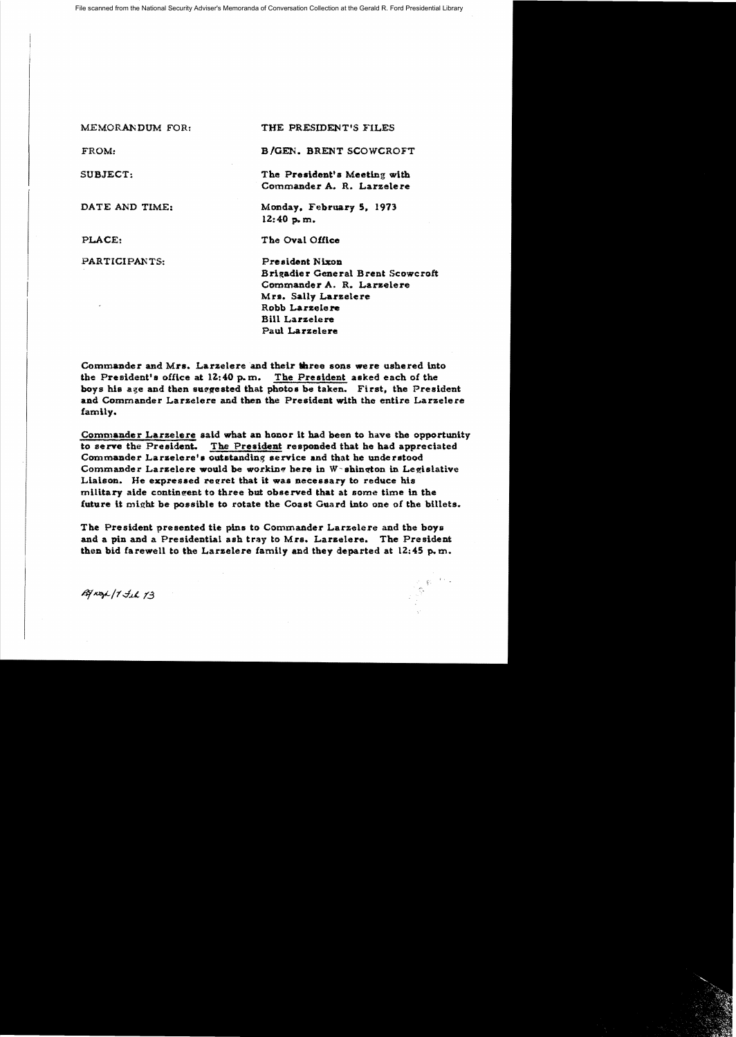File scanned from the National Security Adviser's Memoranda of Conversation Collection at the Gerald R. Ford Presidential Library

MEMORANDUM FOR: THE PRESIDENT'S FILES

FROM: B/GEN. BRENT SCOWCROFT

SUBJECT: The President's Meeting with Commander A. R. Larzelere

DATE AND TIME: Monday, February 5, 1973 12:40 p.m.

PLACE: The Oval Office

PARTICIPANTS: President Nixon
Brigadier General Brent Scowcroft
Commander A. R. Larzelere
Mrs. Sally Larzelere
Robb Larzelere
Bill Larzelere
Paul Larzelere

Commander and Mrs. Larzelere and their three sons were ushered into the President's office at 12:40 p.m. The President asked each of the boys his age and then suggested that photos be taken. First, the President and Commander Larzelere and then the President with the entire Larzelere family.

Commander Larzelere said what an honor it had been to have the opportunity to serve the President. The President responded that he had appreciated Commander Larzelere's outstanding service and that he understood Commander Larzelere would be working here in Washington in Legislative Liaison. He expressed regret that it was necessary to reduce his military aide contingent to three but observed that at some time in the future it might be possible to rotate the Coast Guard into one of the billets.

The President presented tie pins to Commander Larzelere and the boys and a pin and a Presidential ash tray to Mrs. Larzelere. The President then bid farewell to the Larzelere family and they departed at 12:45 p.m.

BJ rep/7 Feb 73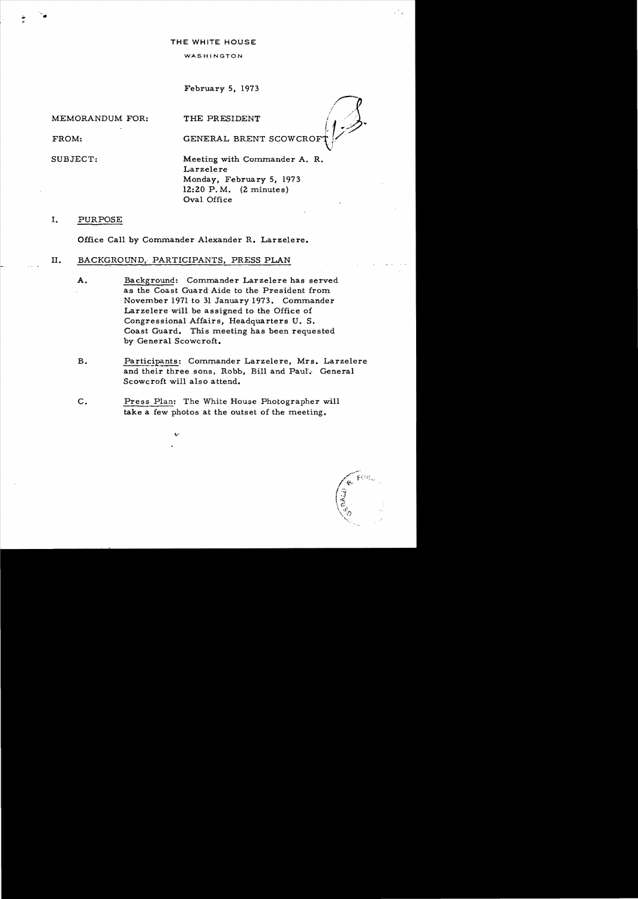THE WHITE HOUSE

WASHINGTON

February 5, 1973

MEMORANDUM FOR: THE PRESIDENT

FROM: GENERAL BRENT SCOWCROFT

SUBJECT: Meeting with Commander A. R. Larzelere
Monday, February 5, 1973
12:20 P.M. (2 minutes)
Oval Office

## I. PURPOSE

Office Call by Commander Alexander R. Larzelere.

## II. BACKGROUND, PARTICIPANTS, PRESS PLAN

A. Background: Commander Larzelere has served as the Coast Guard Aide to the President from November 1971 to 31 January 1973. Commander Larzelere will be assigned to the Office of Congressional Affairs, Headquarters U. S. Coast Guard. This meeting has been requested by General Scowcroft.

B. Participants: Commander Larzelere, Mrs. Larzelere and their three sons, Robb, Bill and Paul. General Scowcroft will also attend.

C. Press Plan: The White House Photographer will take a few photos at the outset of the meeting.